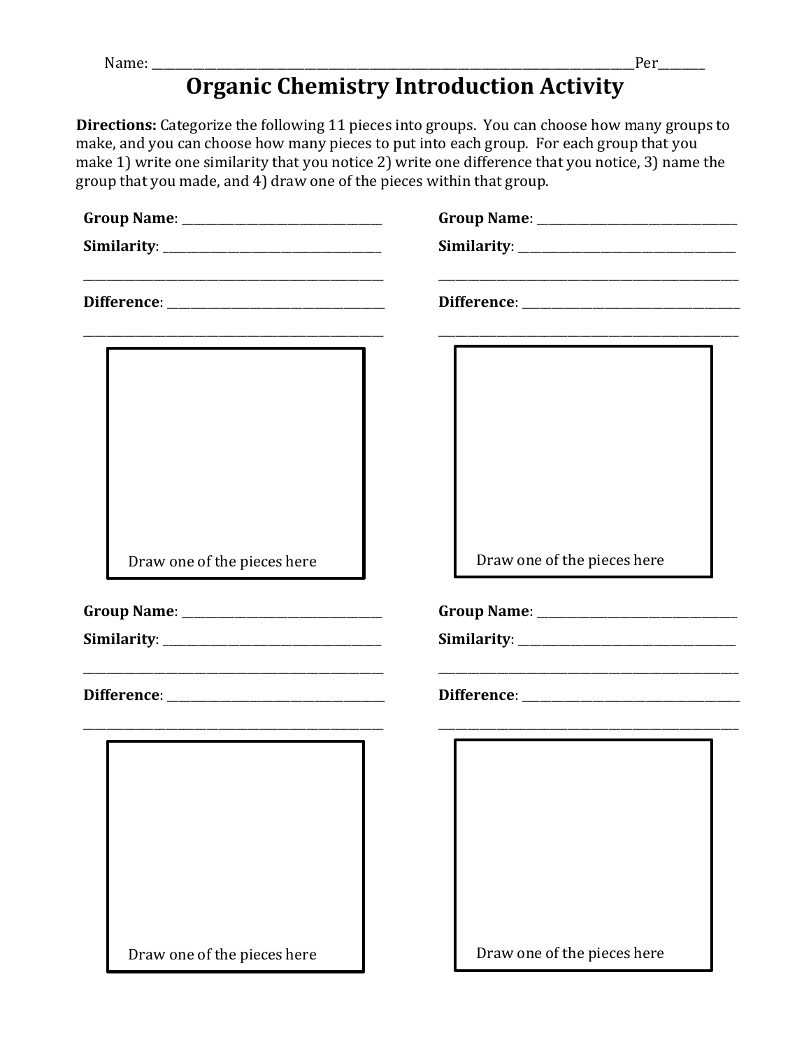Name: \_\_\_\_\_\_\_\_\_\_\_\_\_\_\_\_\_\_\_\_\_\_\_\_\_\_\_\_\_\_\_\_\_\_\_\_\_\_\_\_\_\_\_\_\_\_\_\_\_\_\_\_\_\_\_\_\_\_\_\_\_\_\_\_\_\_\_\_\_\_Per\_\_\_\_\_\_\_

# Organic Chemistry Introduction Activity

**Directions:** Categorize the following 11 pieces into groups. You can choose how many groups to make, and you can choose how many pieces to put into each group. For each group that you make 1) write one similarity that you notice 2) write one difference that you notice, 3) name the group that you made, and 4) draw one of the pieces within that group.

**Group Name**: \_\_\_\_\_\_\_\_\_\_\_\_\_\_\_\_\_\_\_\_\_\_\_\_\_\_\_\_\_\_\_\_

**Similarity**: \_\_\_\_\_\_\_\_\_\_\_\_\_\_\_\_\_\_\_\_\_\_\_\_\_\_\_\_\_\_\_\_

\_\_\_\_\_\_\_\_\_\_\_\_\_\_\_\_\_\_\_\_\_\_\_\_\_\_\_\_\_\_\_\_\_\_\_\_\_\_\_\_\_\_\_\_

**Difference**: \_\_\_\_\_\_\_\_\_\_\_\_\_\_\_\_\_\_\_\_\_\_\_\_\_\_\_\_\_\_\_\_

\_\_\_\_\_\_\_\_\_\_\_\_\_\_\_\_\_\_\_\_\_\_\_\_\_\_\_\_\_\_\_\_\_\_\_\_\_\_\_\_\_\_\_\_

Draw one of the pieces here

**Group Name**: \_\_\_\_\_\_\_\_\_\_\_\_\_\_\_\_\_\_\_\_\_\_\_\_\_\_\_\_\_\_\_\_

**Similarity**: \_\_\_\_\_\_\_\_\_\_\_\_\_\_\_\_\_\_\_\_\_\_\_\_\_\_\_\_\_\_\_\_

\_\_\_\_\_\_\_\_\_\_\_\_\_\_\_\_\_\_\_\_\_\_\_\_\_\_\_\_\_\_\_\_\_\_\_\_\_\_\_\_\_\_\_\_

**Difference**: \_\_\_\_\_\_\_\_\_\_\_\_\_\_\_\_\_\_\_\_\_\_\_\_\_\_\_\_\_\_\_\_

\_\_\_\_\_\_\_\_\_\_\_\_\_\_\_\_\_\_\_\_\_\_\_\_\_\_\_\_\_\_\_\_\_\_\_\_\_\_\_\_\_\_\_\_

Draw one of the pieces here

**Group Name**: \_\_\_\_\_\_\_\_\_\_\_\_\_\_\_\_\_\_\_\_\_\_\_\_\_\_\_\_\_\_\_\_

**Similarity**: \_\_\_\_\_\_\_\_\_\_\_\_\_\_\_\_\_\_\_\_\_\_\_\_\_\_\_\_\_\_\_\_

\_\_\_\_\_\_\_\_\_\_\_\_\_\_\_\_\_\_\_\_\_\_\_\_\_\_\_\_\_\_\_\_\_\_\_\_\_\_\_\_\_\_\_\_

**Difference**: \_\_\_\_\_\_\_\_\_\_\_\_\_\_\_\_\_\_\_\_\_\_\_\_\_\_\_\_\_\_\_\_

\_\_\_\_\_\_\_\_\_\_\_\_\_\_\_\_\_\_\_\_\_\_\_\_\_\_\_\_\_\_\_\_\_\_\_\_\_\_\_\_\_\_\_\_

Draw one of the pieces here

**Group Name**: \_\_\_\_\_\_\_\_\_\_\_\_\_\_\_\_\_\_\_\_\_\_\_\_\_\_\_\_\_\_\_\_

**Similarity**: \_\_\_\_\_\_\_\_\_\_\_\_\_\_\_\_\_\_\_\_\_\_\_\_\_\_\_\_\_\_\_\_

\_\_\_\_\_\_\_\_\_\_\_\_\_\_\_\_\_\_\_\_\_\_\_\_\_\_\_\_\_\_\_\_\_\_\_\_\_\_\_\_\_\_\_\_

**Difference**: \_\_\_\_\_\_\_\_\_\_\_\_\_\_\_\_\_\_\_\_\_\_\_\_\_\_\_\_\_\_\_\_

\_\_\_\_\_\_\_\_\_\_\_\_\_\_\_\_\_\_\_\_\_\_\_\_\_\_\_\_\_\_\_\_\_\_\_\_\_\_\_\_\_\_\_\_

Draw one of the pieces here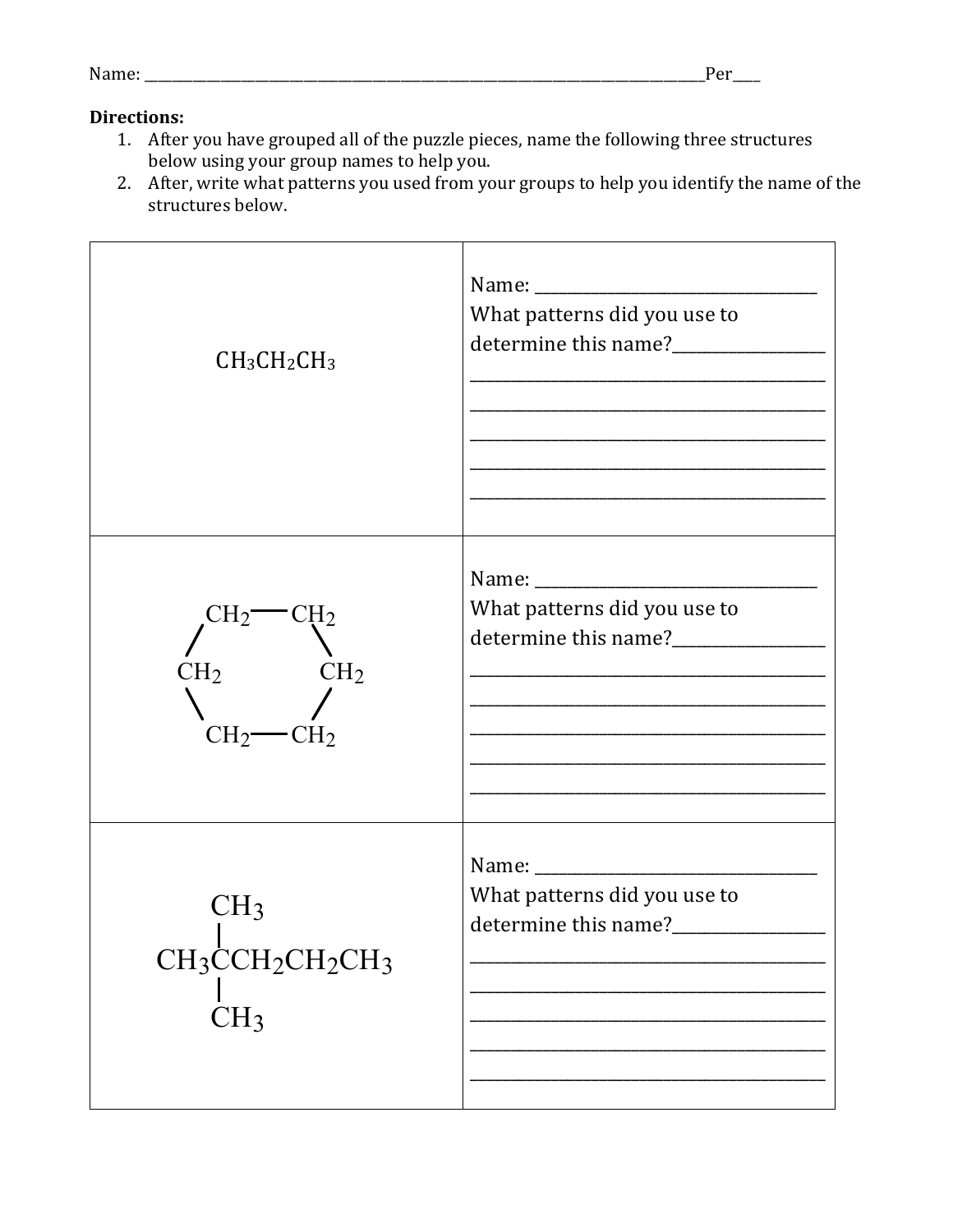Name: ______________________________________________________________________________Per___

**Directions:**

1. After you have grouped all of the puzzle pieces, name the following three structures below using your group names to help you.
2. After, write what patterns you used from your groups to help you identify the name of the structures below.

| | |
|---|---|
| $CH_3CH_2CH_3$ | Name: ___________________________ What patterns did you use to determine this name?______________ ____________________________________ ____________________________________ ____________________________________ ____________________________________ ____________________________________ |
| Ring: $CH_2$—$CH_2$ / $CH_2$ $CH_2$ / $CH_2$—$CH_2$ (six $CH_2$ groups joined in a ring) | Name: ___________________________ What patterns did you use to determine this name?______________ ____________________________________ ____________________________________ ____________________________________ ____________________________________ ____________________________________ |
| $CH_3$ above and $CH_3$ below the second carbon of $CH_3CCH_2CH_2CH_3$ | Name: ___________________________ What patterns did you use to determine this name?______________ ____________________________________ ____________________________________ ____________________________________ ____________________________________ ____________________________________ |